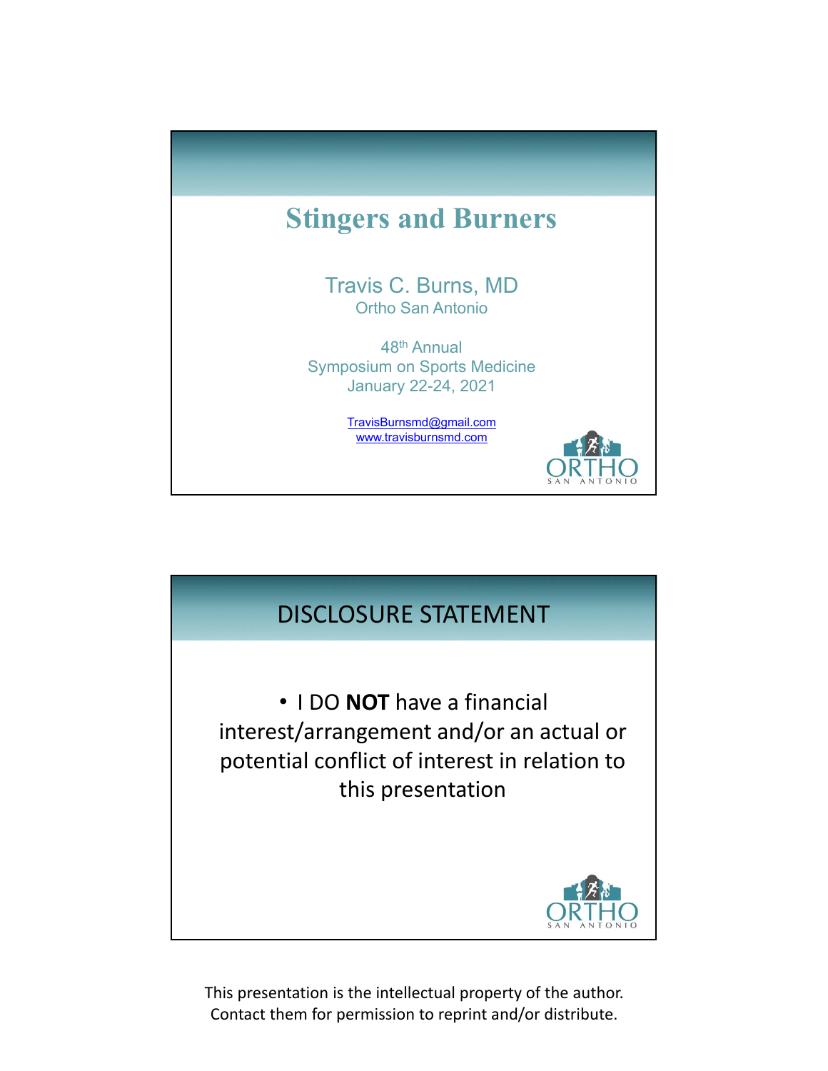# Stingers and Burners

Travis C. Burns, MD
Ortho San Antonio

48th Annual
Symposium on Sports Medicine
January 22-24, 2021

TravisBurnsmd@gmail.com
www.travisburnsmd.com

## DISCLOSURE STATEMENT

- I DO **NOT** have a financial interest/arrangement and/or an actual or potential conflict of interest in relation to this presentation

This presentation is the intellectual property of the author. Contact them for permission to reprint and/or distribute.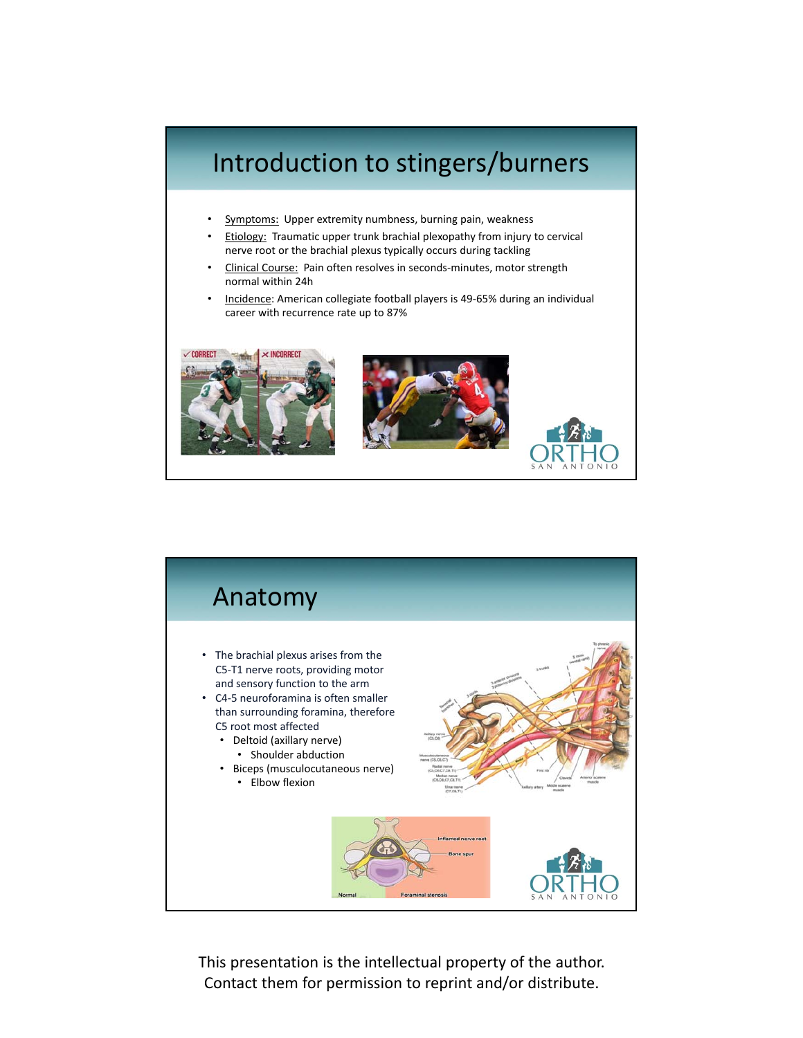## Introduction to stingers/burners

- Symptoms: Upper extremity numbness, burning pain, weakness
- Etiology: Traumatic upper trunk brachial plexopathy from injury to cervical nerve root or the brachial plexus typically occurs during tackling
- Clinical Course: Pain often resolves in seconds-minutes, motor strength normal within 24h
- Incidence: American collegiate football players is 49-65% during an individual career with recurrence rate up to 87%

## Anatomy

- The brachial plexus arises from the C5-T1 nerve roots, providing motor and sensory function to the arm
- C4-5 neuroforamina is often smaller than surrounding foramina, therefore C5 root most affected
  - Deltoid (axillary nerve)
    - Shoulder abduction
  - Biceps (musculocutaneous nerve)
    - Elbow flexion

This presentation is the intellectual property of the author. Contact them for permission to reprint and/or distribute.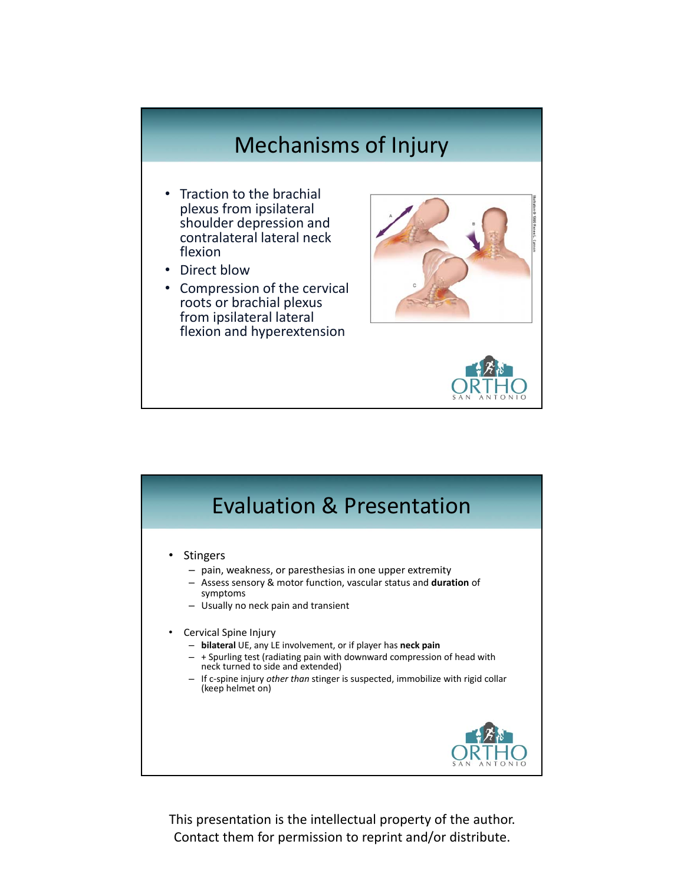## Mechanisms of Injury

- Traction to the brachial plexus from ipsilateral shoulder depression and contralateral lateral neck flexion
- Direct blow
- Compression of the cervical roots or brachial plexus from ipsilateral lateral flexion and hyperextension

## Evaluation & Presentation

- Stingers
  - pain, weakness, or paresthesias in one upper extremity
  - Assess sensory & motor function, vascular status and **duration** of symptoms
  - Usually no neck pain and transient
- Cervical Spine Injury
  - **bilateral** UE, any LE involvement, or if player has **neck pain**
  - + Spurling test (radiating pain with downward compression of head with neck turned to side and extended)
  - If c-spine injury *other than* stinger is suspected, immobilize with rigid collar (keep helmet on)

This presentation is the intellectual property of the author. Contact them for permission to reprint and/or distribute.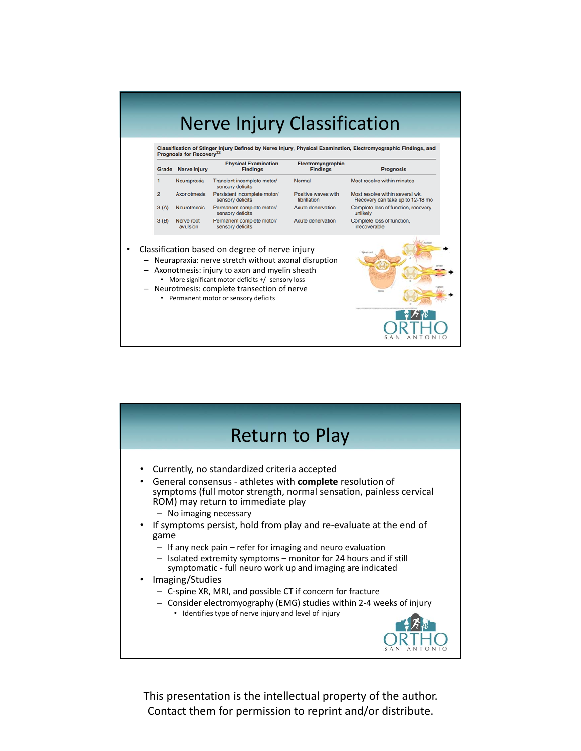# Nerve Injury Classification

**Classification of Stinger Injury Defined by Nerve Injury, Physical Examination, Electromyographic Findings, and Prognosis for Recovery**[22]

| Grade | Nerve Injury | Physical Examination Findings | Electromyographic Findings | Prognosis |
|---|---|---|---|---|
| 1 | Neurapraxia | Transient incomplete motor/ sensory deficits | Normal | Most resolve within minutes |
| 2 | Axonotmesis | Persistent incomplete motor/ sensory deficits | Positive waves with fibrillation | Most resolve within several wk. Recovery can take up to 12-18 mo |
| 3 (A) | Neurotmesis | Permanent complete motor/ sensory deficits | Acute denervation | Complete loss of function, recovery unlikely |
| 3 (B) | Nerve root avulsion | Permanent complete motor/ sensory deficits | Acute denervation | Complete loss of function, irrecoverable |

- Classification based on degree of nerve injury
  - Neurapraxia: nerve stretch without axonal disruption
  - Axonotmesis: injury to axon and myelin sheath
    - More significant motor deficits +/- sensory loss
  - Neurotmesis: complete transection of nerve
    - Permanent motor or sensory deficits

# Return to Play

- Currently, no standardized criteria accepted
- General consensus - athletes with **complete** resolution of symptoms (full motor strength, normal sensation, painless cervical ROM) may return to immediate play
  - No imaging necessary
- If symptoms persist, hold from play and re-evaluate at the end of game
  - If any neck pain – refer for imaging and neuro evaluation
  - Isolated extremity symptoms – monitor for 24 hours and if still symptomatic - full neuro work up and imaging are indicated
- Imaging/Studies
  - C-spine XR, MRI, and possible CT if concern for fracture
  - Consider electromyography (EMG) studies within 2-4 weeks of injury
    - Identifies type of nerve injury and level of injury

This presentation is the intellectual property of the author. Contact them for permission to reprint and/or distribute.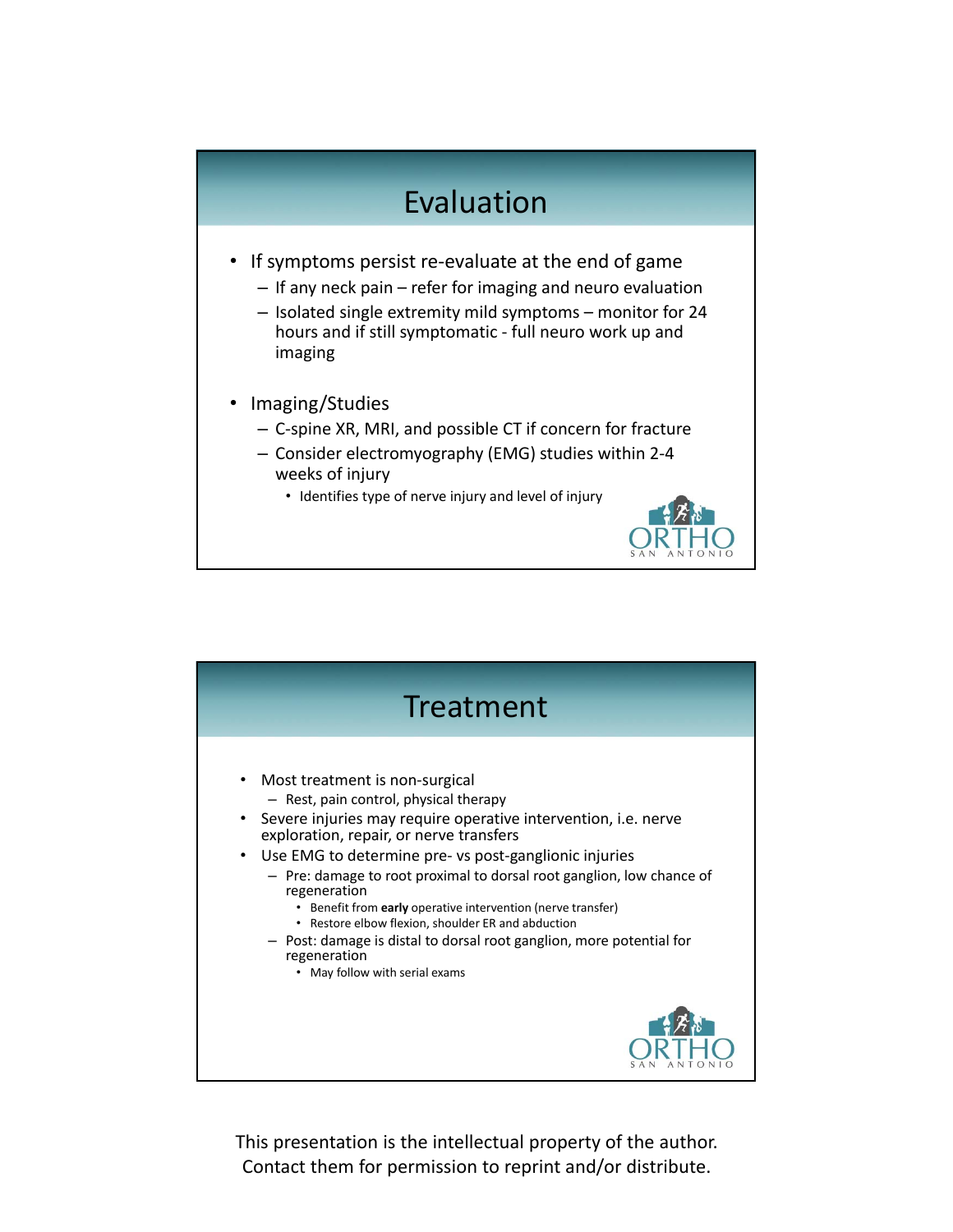## Evaluation

- If symptoms persist re-evaluate at the end of game
  - If any neck pain – refer for imaging and neuro evaluation
  - Isolated single extremity mild symptoms – monitor for 24 hours and if still symptomatic - full neuro work up and imaging
- Imaging/Studies
  - C-spine XR, MRI, and possible CT if concern for fracture
  - Consider electromyography (EMG) studies within 2-4 weeks of injury
    - Identifies type of nerve injury and level of injury

## Treatment

- Most treatment is non-surgical
  - Rest, pain control, physical therapy
- Severe injuries may require operative intervention, i.e. nerve exploration, repair, or nerve transfers
- Use EMG to determine pre- vs post-ganglionic injuries
  - Pre: damage to root proximal to dorsal root ganglion, low chance of regeneration
    - Benefit from **early** operative intervention (nerve transfer)
    - Restore elbow flexion, shoulder ER and abduction
  - Post: damage is distal to dorsal root ganglion, more potential for regeneration
    - May follow with serial exams

This presentation is the intellectual property of the author. Contact them for permission to reprint and/or distribute.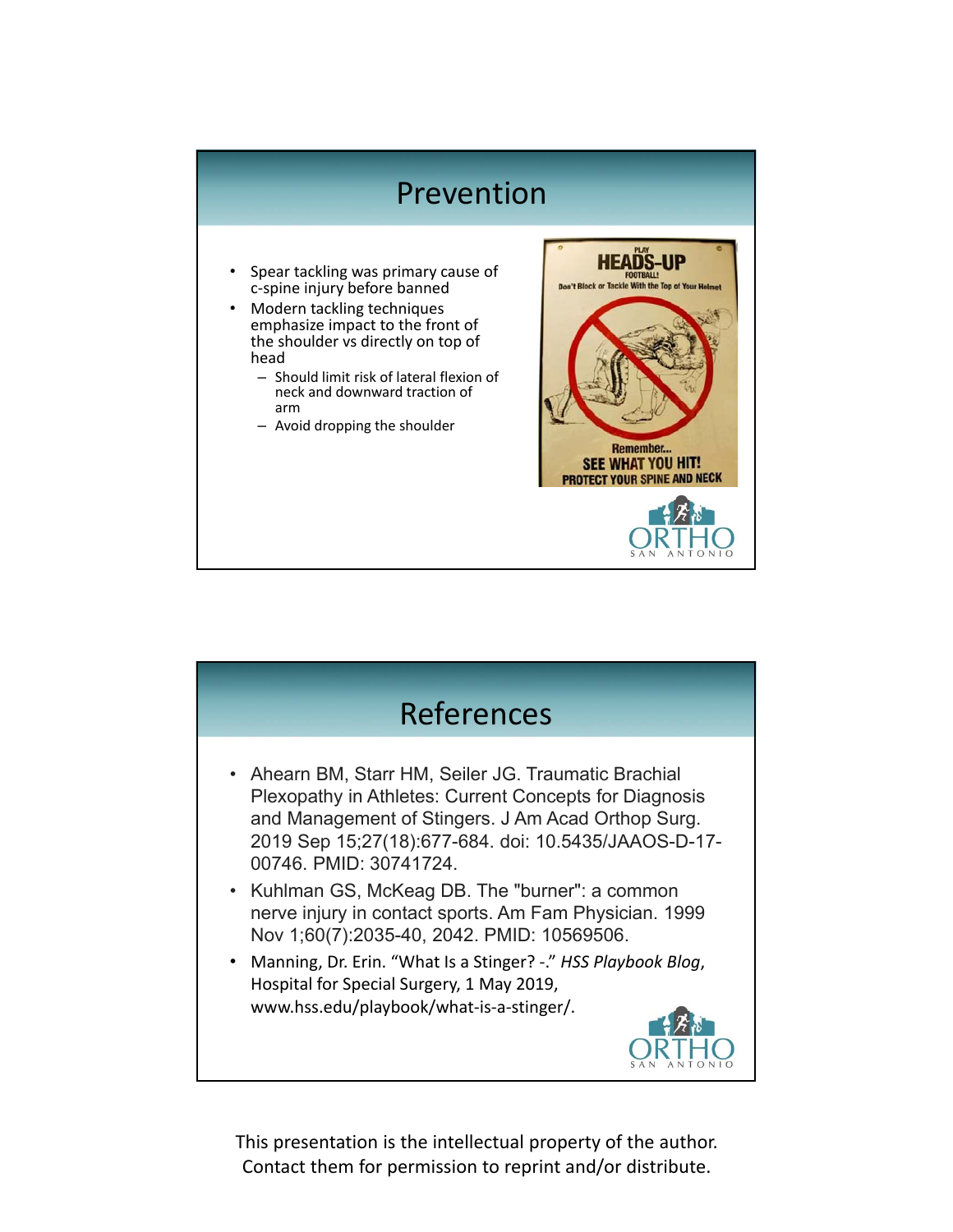## Prevention

- Spear tackling was primary cause of c-spine injury before banned
- Modern tackling techniques emphasize impact to the front of the shoulder vs directly on top of head
  - Should limit risk of lateral flexion of neck and downward traction of arm
  - Avoid dropping the shoulder

## References

- Ahearn BM, Starr HM, Seiler JG. Traumatic Brachial Plexopathy in Athletes: Current Concepts for Diagnosis and Management of Stingers. J Am Acad Orthop Surg. 2019 Sep 15;27(18):677-684. doi: 10.5435/JAAOS-D-17-00746. PMID: 30741724.
- Kuhlman GS, McKeag DB. The "burner": a common nerve injury in contact sports. Am Fam Physician. 1999 Nov 1;60(7):2035-40, 2042. PMID: 10569506.
- Manning, Dr. Erin. "What Is a Stinger? -." *HSS Playbook Blog*, Hospital for Special Surgery, 1 May 2019, www.hss.edu/playbook/what-is-a-stinger/.

This presentation is the intellectual property of the author. Contact them for permission to reprint and/or distribute.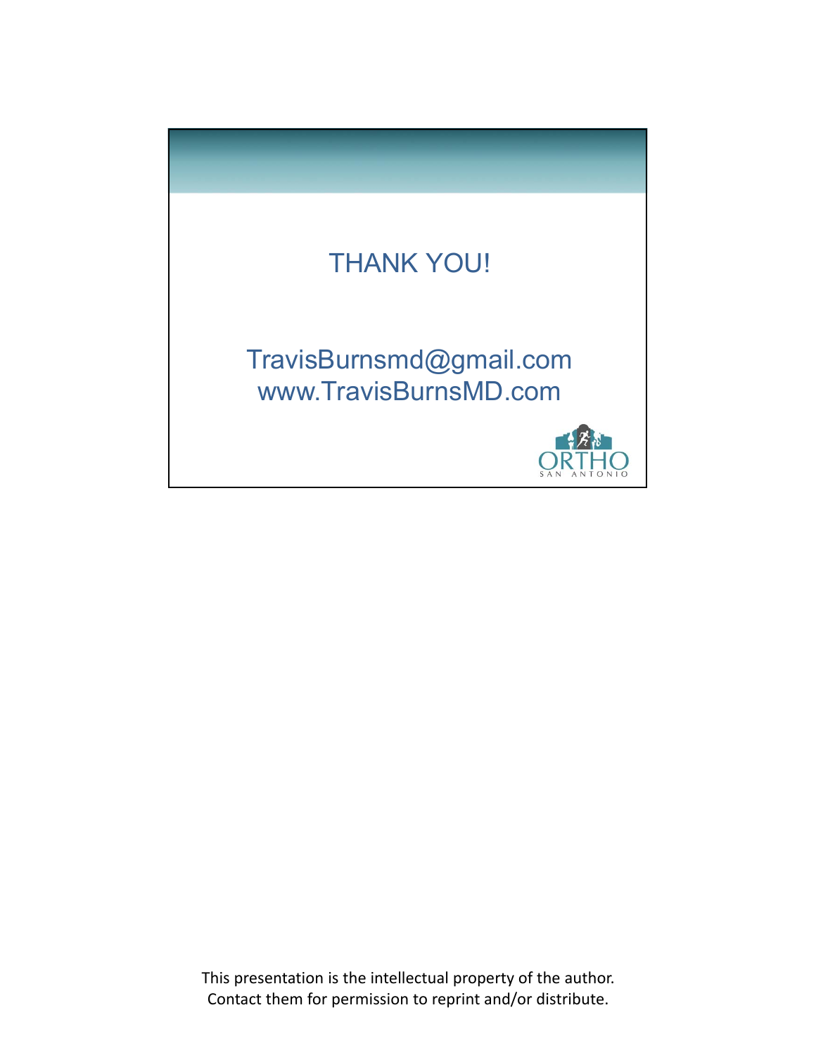THANK YOU!

TravisBurnsmd@gmail.com
www.TravisBurnsMD.com

ORTHO
SAN ANTONIO

This presentation is the intellectual property of the author. Contact them for permission to reprint and/or distribute.